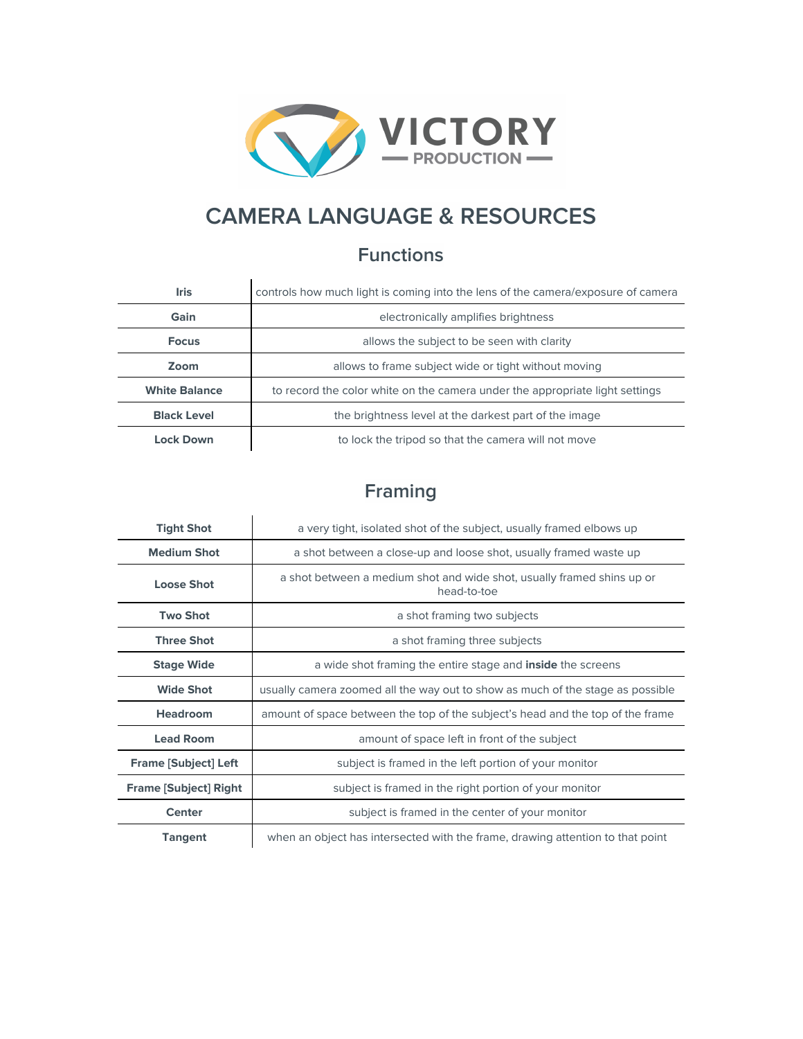VICTORY
PRODUCTION

# CAMERA LANGUAGE & RESOURCES

## Functions

| | |
|---|---|
| **Iris** | controls how much light is coming into the lens of the camera/exposure of camera |
| **Gain** | electronically amplifies brightness |
| **Focus** | allows the subject to be seen with clarity |
| **Zoom** | allows to frame subject wide or tight without moving |
| **White Balance** | to record the color white on the camera under the appropriate light settings |
| **Black Level** | the brightness level at the darkest part of the image |
| **Lock Down** | to lock the tripod so that the camera will not move |

## Framing

| | |
|---|---|
| **Tight Shot** | a very tight, isolated shot of the subject, usually framed elbows up |
| **Medium Shot** | a shot between a close-up and loose shot, usually framed waste up |
| **Loose Shot** | a shot between a medium shot and wide shot, usually framed shins up or head-to-toe |
| **Two Shot** | a shot framing two subjects |
| **Three Shot** | a shot framing three subjects |
| **Stage Wide** | a wide shot framing the entire stage and **inside** the screens |
| **Wide Shot** | usually camera zoomed all the way out to show as much of the stage as possible |
| **Headroom** | amount of space between the top of the subject's head and the top of the frame |
| **Lead Room** | amount of space left in front of the subject |
| **Frame [Subject] Left** | subject is framed in the left portion of your monitor |
| **Frame [Subject] Right** | subject is framed in the right portion of your monitor |
| **Center** | subject is framed in the center of your monitor |
| **Tangent** | when an object has intersected with the frame, drawing attention to that point |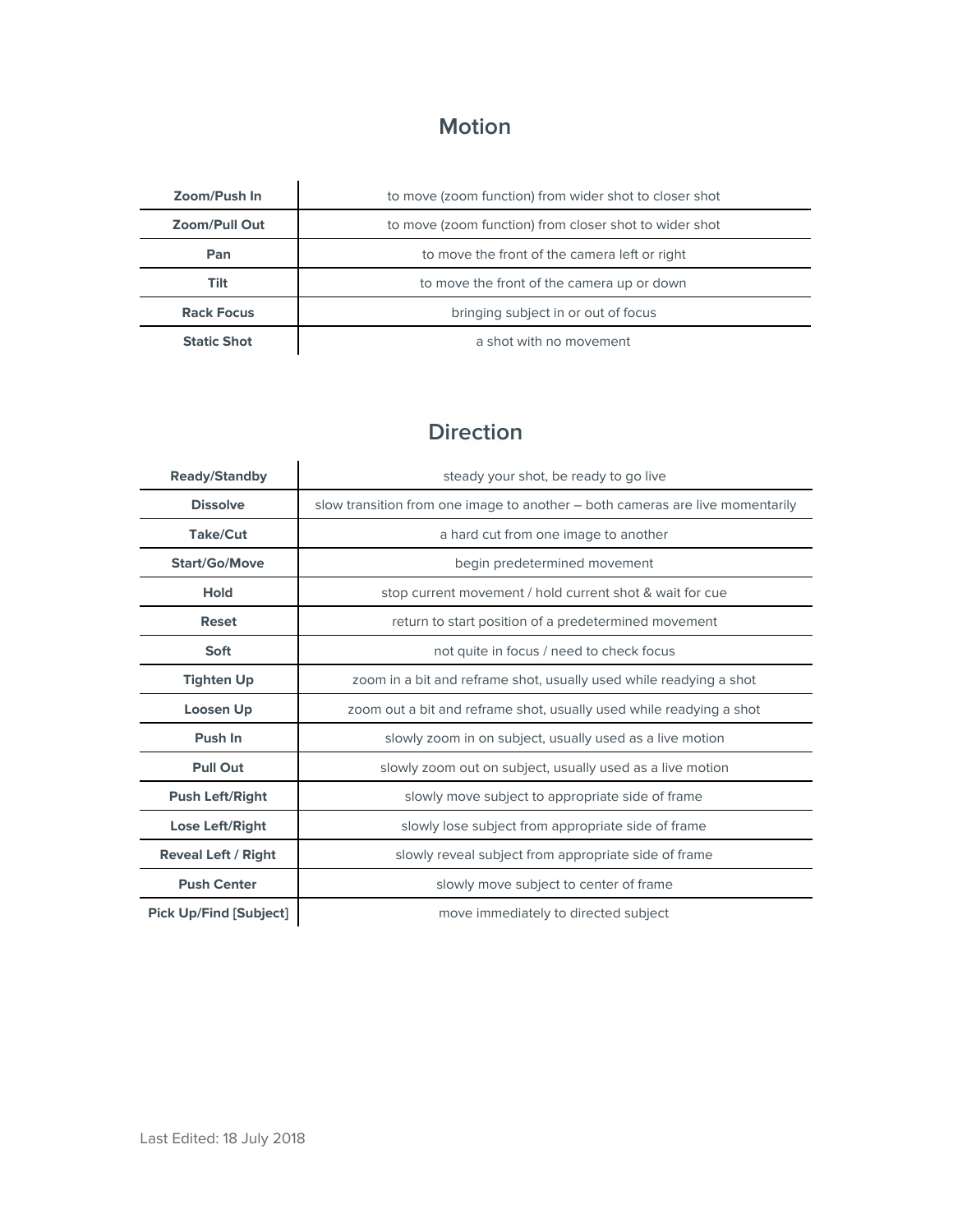## Motion

| | |
|---|---|
| **Zoom/Push In** | to move (zoom function) from wider shot to closer shot |
| **Zoom/Pull Out** | to move (zoom function) from closer shot to wider shot |
| **Pan** | to move the front of the camera left or right |
| **Tilt** | to move the front of the camera up or down |
| **Rack Focus** | bringing subject in or out of focus |
| **Static Shot** | a shot with no movement |

## Direction

| | |
|---|---|
| **Ready/Standby** | steady your shot, be ready to go live |
| **Dissolve** | slow transition from one image to another – both cameras are live momentarily |
| **Take/Cut** | a hard cut from one image to another |
| **Start/Go/Move** | begin predetermined movement |
| **Hold** | stop current movement / hold current shot & wait for cue |
| **Reset** | return to start position of a predetermined movement |
| **Soft** | not quite in focus / need to check focus |
| **Tighten Up** | zoom in a bit and reframe shot, usually used while readying a shot |
| **Loosen Up** | zoom out a bit and reframe shot, usually used while readying a shot |
| **Push In** | slowly zoom in on subject, usually used as a live motion |
| **Pull Out** | slowly zoom out on subject, usually used as a live motion |
| **Push Left/Right** | slowly move subject to appropriate side of frame |
| **Lose Left/Right** | slowly lose subject from appropriate side of frame |
| **Reveal Left / Right** | slowly reveal subject from appropriate side of frame |
| **Push Center** | slowly move subject to center of frame |
| **Pick Up/Find [Subject]** | move immediately to directed subject |

Last Edited: 18 July 2018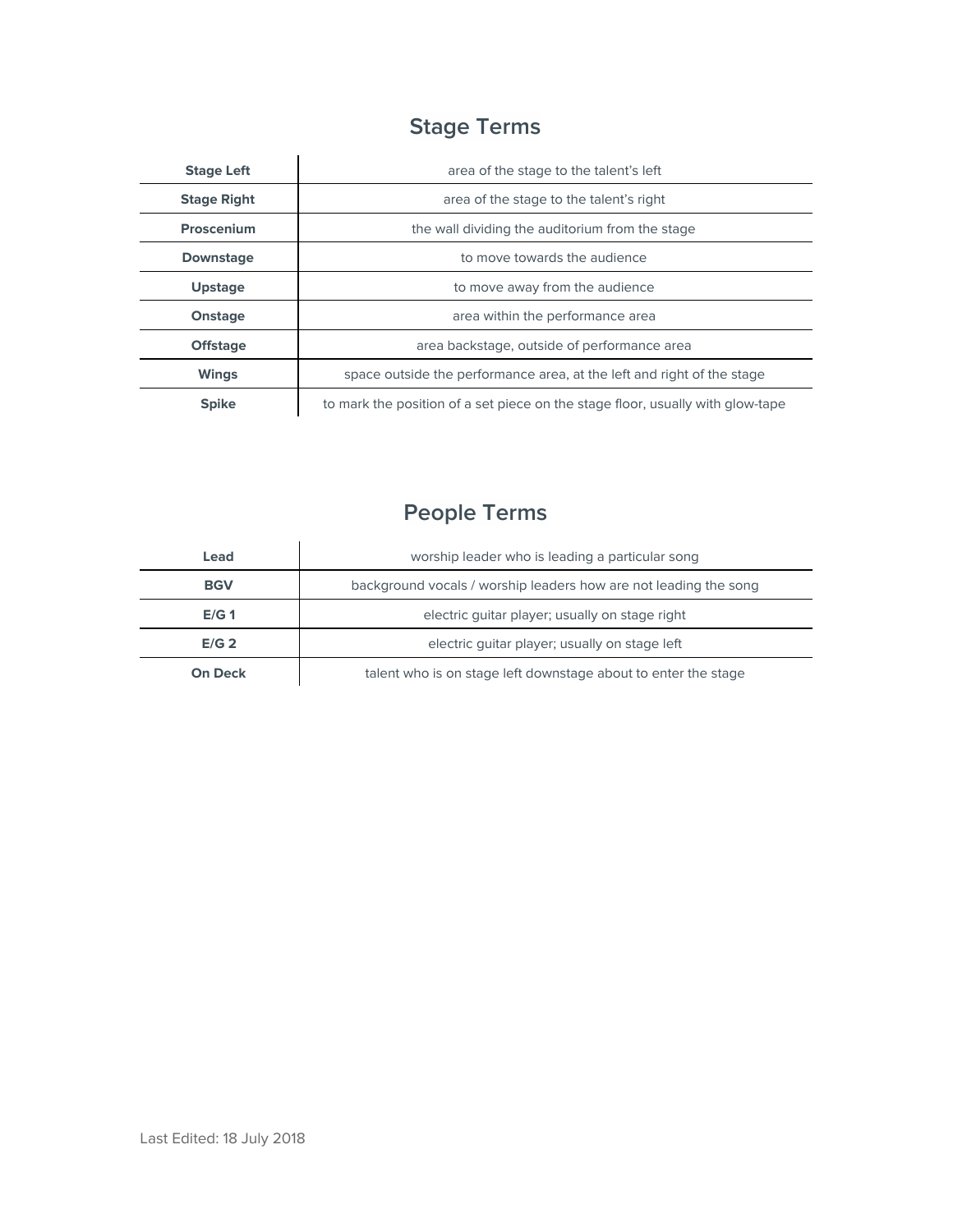## Stage Terms

| | |
|---|---|
| **Stage Left** | area of the stage to the talent's left |
| **Stage Right** | area of the stage to the talent's right |
| **Proscenium** | the wall dividing the auditorium from the stage |
| **Downstage** | to move towards the audience |
| **Upstage** | to move away from the audience |
| **Onstage** | area within the performance area |
| **Offstage** | area backstage, outside of performance area |
| **Wings** | space outside the performance area, at the left and right of the stage |
| **Spike** | to mark the position of a set piece on the stage floor, usually with glow-tape |

## People Terms

| | |
|---|---|
| **Lead** | worship leader who is leading a particular song |
| **BGV** | background vocals / worship leaders how are not leading the song |
| **E/G 1** | electric guitar player; usually on stage right |
| **E/G 2** | electric guitar player; usually on stage left |
| **On Deck** | talent who is on stage left downstage about to enter the stage |

Last Edited: 18 July 2018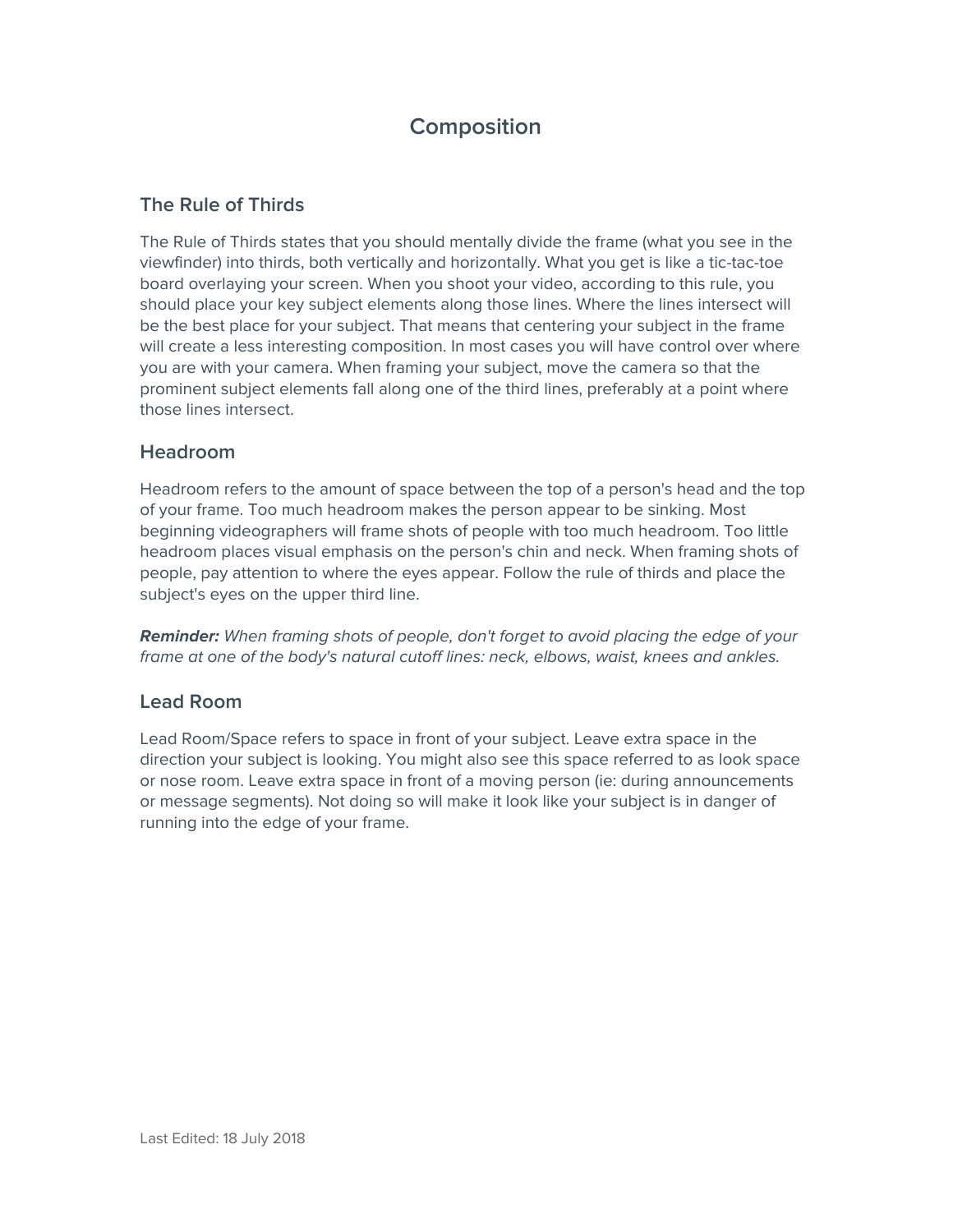# Composition

## The Rule of Thirds

The Rule of Thirds states that you should mentally divide the frame (what you see in the viewfinder) into thirds, both vertically and horizontally. What you get is like a tic-tac-toe board overlaying your screen. When you shoot your video, according to this rule, you should place your key subject elements along those lines. Where the lines intersect will be the best place for your subject. That means that centering your subject in the frame will create a less interesting composition. In most cases you will have control over where you are with your camera. When framing your subject, move the camera so that the prominent subject elements fall along one of the third lines, preferably at a point where those lines intersect.

## Headroom

Headroom refers to the amount of space between the top of a person's head and the top of your frame. Too much headroom makes the person appear to be sinking. Most beginning videographers will frame shots of people with too much headroom. Too little headroom places visual emphasis on the person's chin and neck. When framing shots of people, pay attention to where the eyes appear. Follow the rule of thirds and place the subject's eyes on the upper third line.

***Reminder:*** *When framing shots of people, don't forget to avoid placing the edge of your frame at one of the body's natural cutoff lines: neck, elbows, waist, knees and ankles.*

## Lead Room

Lead Room/Space refers to space in front of your subject. Leave extra space in the direction your subject is looking. You might also see this space referred to as look space or nose room. Leave extra space in front of a moving person (ie: during announcements or message segments). Not doing so will make it look like your subject is in danger of running into the edge of your frame.

Last Edited: 18 July 2018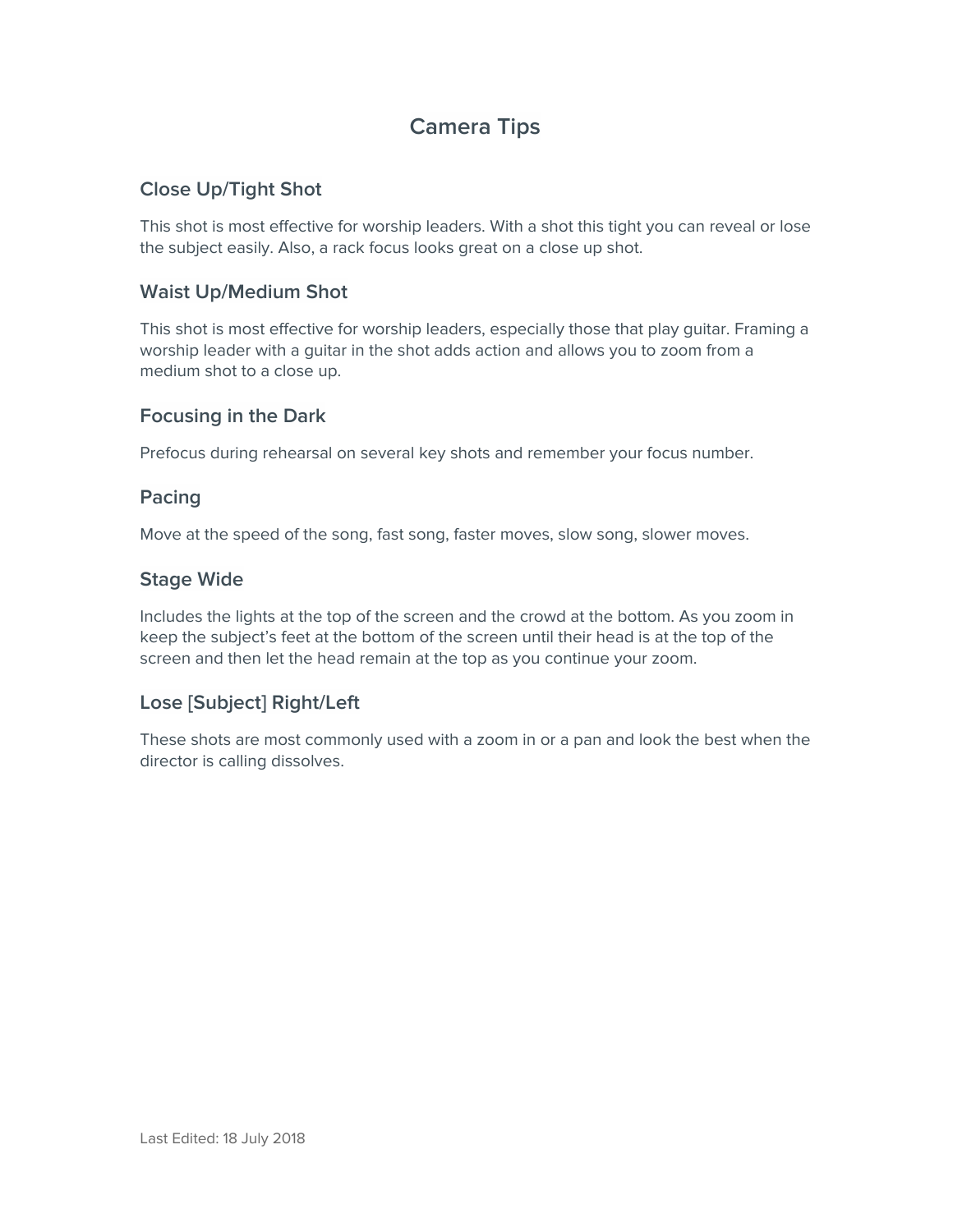# Camera Tips

## Close Up/Tight Shot

This shot is most effective for worship leaders. With a shot this tight you can reveal or lose the subject easily. Also, a rack focus looks great on a close up shot.

## Waist Up/Medium Shot

This shot is most effective for worship leaders, especially those that play guitar. Framing a worship leader with a guitar in the shot adds action and allows you to zoom from a medium shot to a close up.

## Focusing in the Dark

Prefocus during rehearsal on several key shots and remember your focus number.

## Pacing

Move at the speed of the song, fast song, faster moves, slow song, slower moves.

## Stage Wide

Includes the lights at the top of the screen and the crowd at the bottom. As you zoom in keep the subject's feet at the bottom of the screen until their head is at the top of the screen and then let the head remain at the top as you continue your zoom.

## Lose [Subject] Right/Left

These shots are most commonly used with a zoom in or a pan and look the best when the director is calling dissolves.

Last Edited: 18 July 2018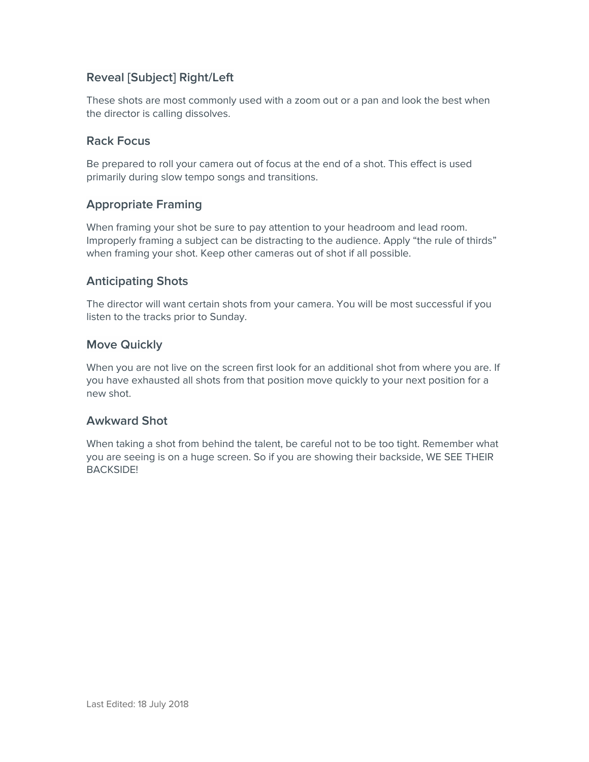### Reveal [Subject] Right/Left

These shots are most commonly used with a zoom out or a pan and look the best when the director is calling dissolves.

### Rack Focus

Be prepared to roll your camera out of focus at the end of a shot. This effect is used primarily during slow tempo songs and transitions.

### Appropriate Framing

When framing your shot be sure to pay attention to your headroom and lead room. Improperly framing a subject can be distracting to the audience. Apply “the rule of thirds” when framing your shot. Keep other cameras out of shot if all possible.

### Anticipating Shots

The director will want certain shots from your camera. You will be most successful if you listen to the tracks prior to Sunday.

### Move Quickly

When you are not live on the screen first look for an additional shot from where you are. If you have exhausted all shots from that position move quickly to your next position for a new shot.

### Awkward Shot

When taking a shot from behind the talent, be careful not to be too tight. Remember what you are seeing is on a huge screen. So if you are showing their backside, WE SEE THEIR BACKSIDE!

Last Edited: 18 July 2018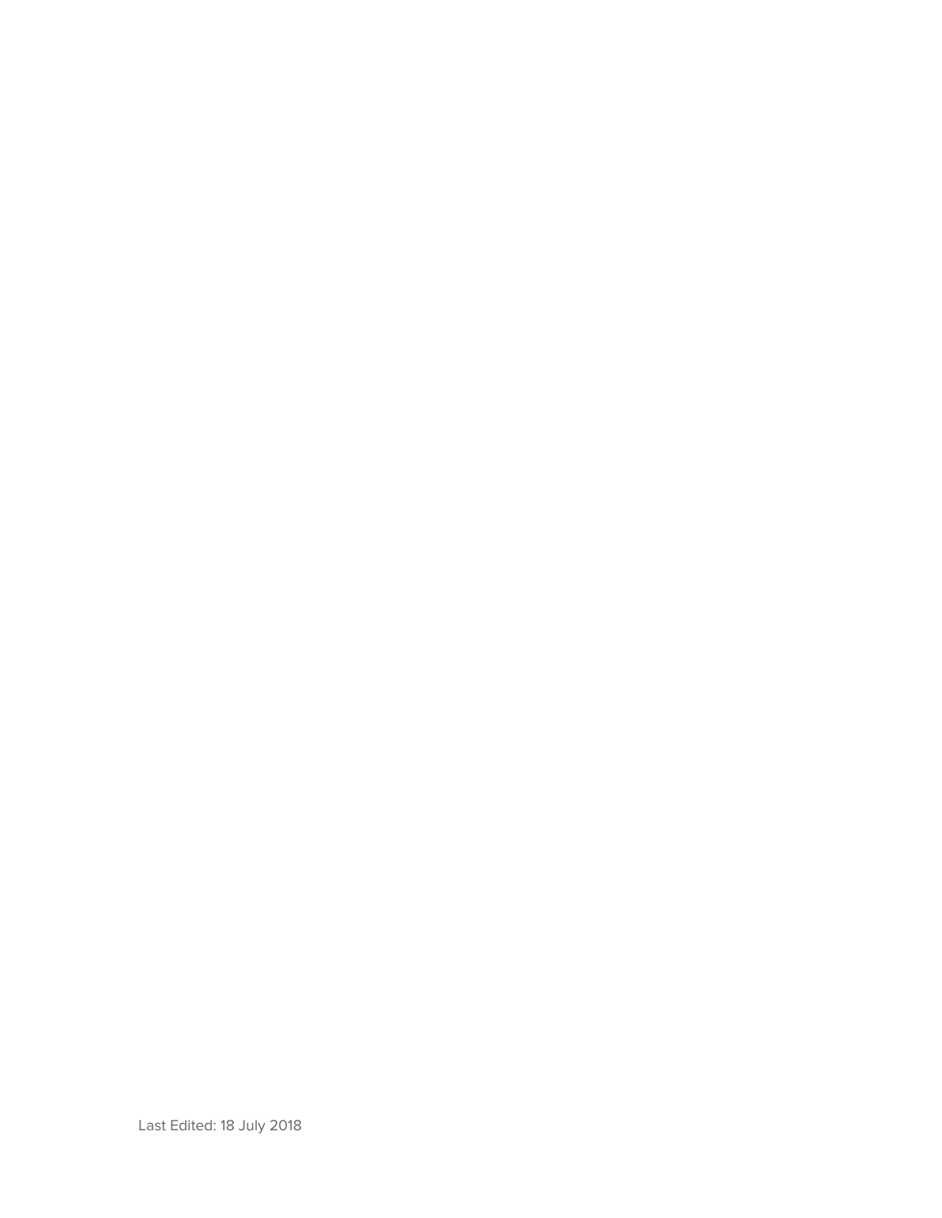Last Edited: 18 July 2018